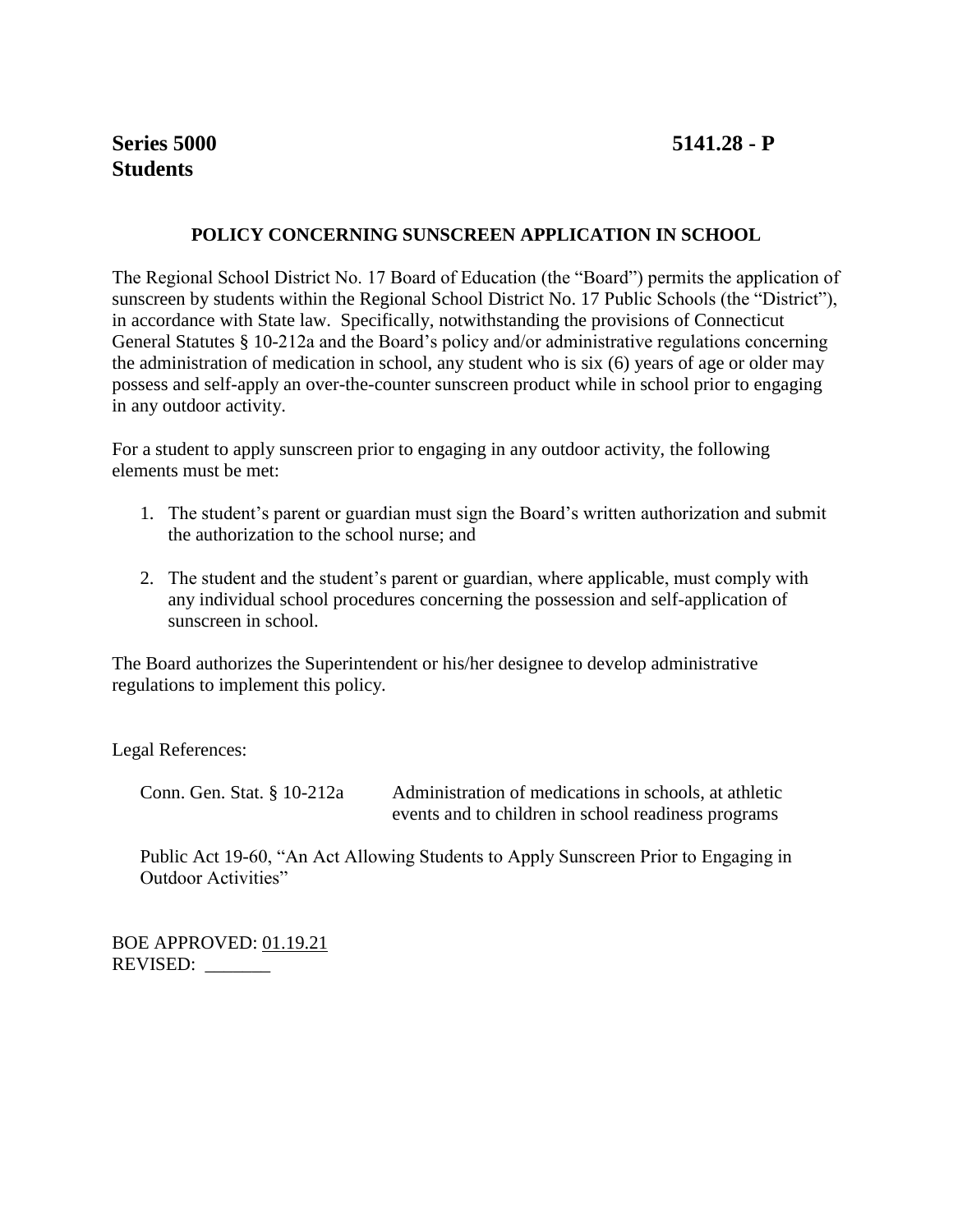**Series 5000** **5141.28 - P**
**Students**

## POLICY CONCERNING SUNSCREEN APPLICATION IN SCHOOL

The Regional School District No. 17 Board of Education (the "Board") permits the application of sunscreen by students within the Regional School District No. 17 Public Schools (the "District"), in accordance with State law. Specifically, notwithstanding the provisions of Connecticut General Statutes § 10-212a and the Board's policy and/or administrative regulations concerning the administration of medication in school, any student who is six (6) years of age or older may possess and self-apply an over-the-counter sunscreen product while in school prior to engaging in any outdoor activity.

For a student to apply sunscreen prior to engaging in any outdoor activity, the following elements must be met:

1. The student's parent or guardian must sign the Board's written authorization and submit the authorization to the school nurse; and

2. The student and the student's parent or guardian, where applicable, must comply with any individual school procedures concerning the possession and self-application of sunscreen in school.

The Board authorizes the Superintendent or his/her designee to develop administrative regulations to implement this policy.

Legal References:

Conn. Gen. Stat. § 10-212a — Administration of medications in schools, at athletic events and to children in school readiness programs

Public Act 19-60, "An Act Allowing Students to Apply Sunscreen Prior to Engaging in Outdoor Activities"

BOE APPROVED: 01.19.21
REVISED: _______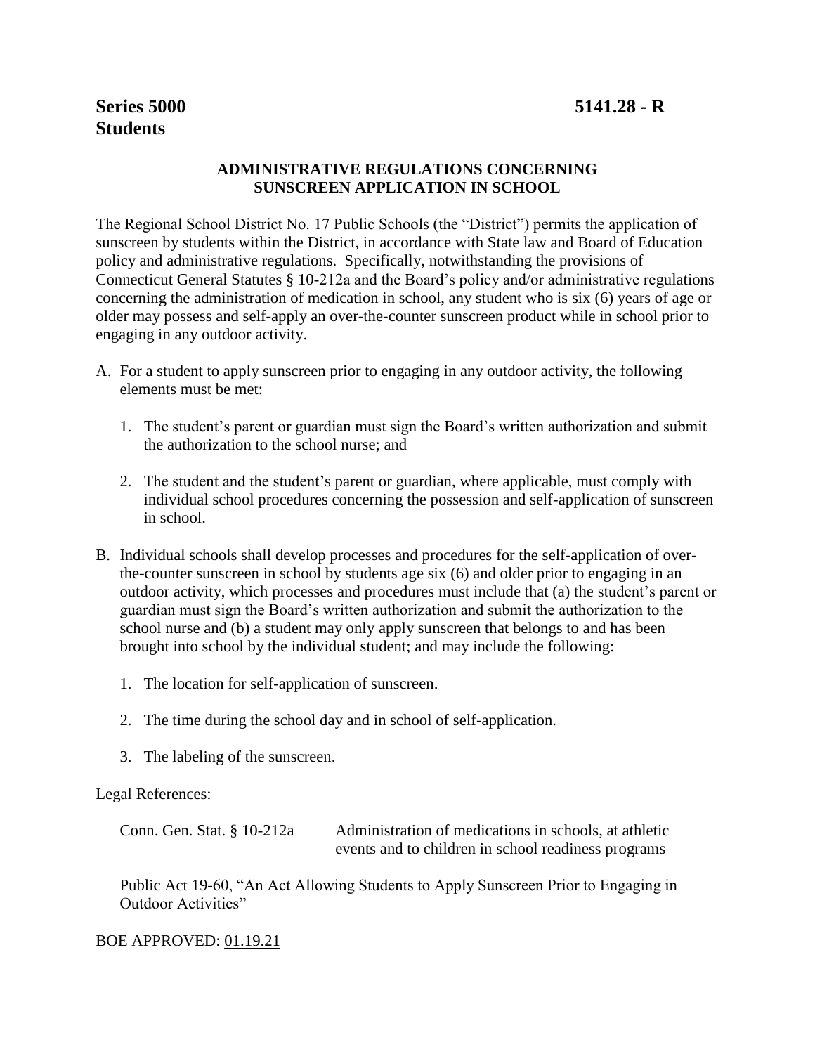**Series 5000** **5141.28 - R**
**Students**

**ADMINISTRATIVE REGULATIONS CONCERNING SUNSCREEN APPLICATION IN SCHOOL**

The Regional School District No. 17 Public Schools (the "District") permits the application of sunscreen by students within the District, in accordance with State law and Board of Education policy and administrative regulations. Specifically, notwithstanding the provisions of Connecticut General Statutes § 10-212a and the Board's policy and/or administrative regulations concerning the administration of medication in school, any student who is six (6) years of age or older may possess and self-apply an over-the-counter sunscreen product while in school prior to engaging in any outdoor activity.

A. For a student to apply sunscreen prior to engaging in any outdoor activity, the following elements must be met:

   1. The student's parent or guardian must sign the Board's written authorization and submit the authorization to the school nurse; and

   2. The student and the student's parent or guardian, where applicable, must comply with individual school procedures concerning the possession and self-application of sunscreen in school.

B. Individual schools shall develop processes and procedures for the self-application of over-the-counter sunscreen in school by students age six (6) and older prior to engaging in an outdoor activity, which processes and procedures <u>must</u> include that (a) the student's parent or guardian must sign the Board's written authorization and submit the authorization to the school nurse and (b) a student may only apply sunscreen that belongs to and has been brought into school by the individual student; and may include the following:

   1. The location for self-application of sunscreen.

   2. The time during the school day and in school of self-application.

   3. The labeling of the sunscreen.

Legal References:

| | |
|---|---|
| Conn. Gen. Stat. § 10-212a | Administration of medications in schools, at athletic events and to children in school readiness programs |

Public Act 19-60, "An Act Allowing Students to Apply Sunscreen Prior to Engaging in Outdoor Activities"

BOE APPROVED: <u>01.19.21</u>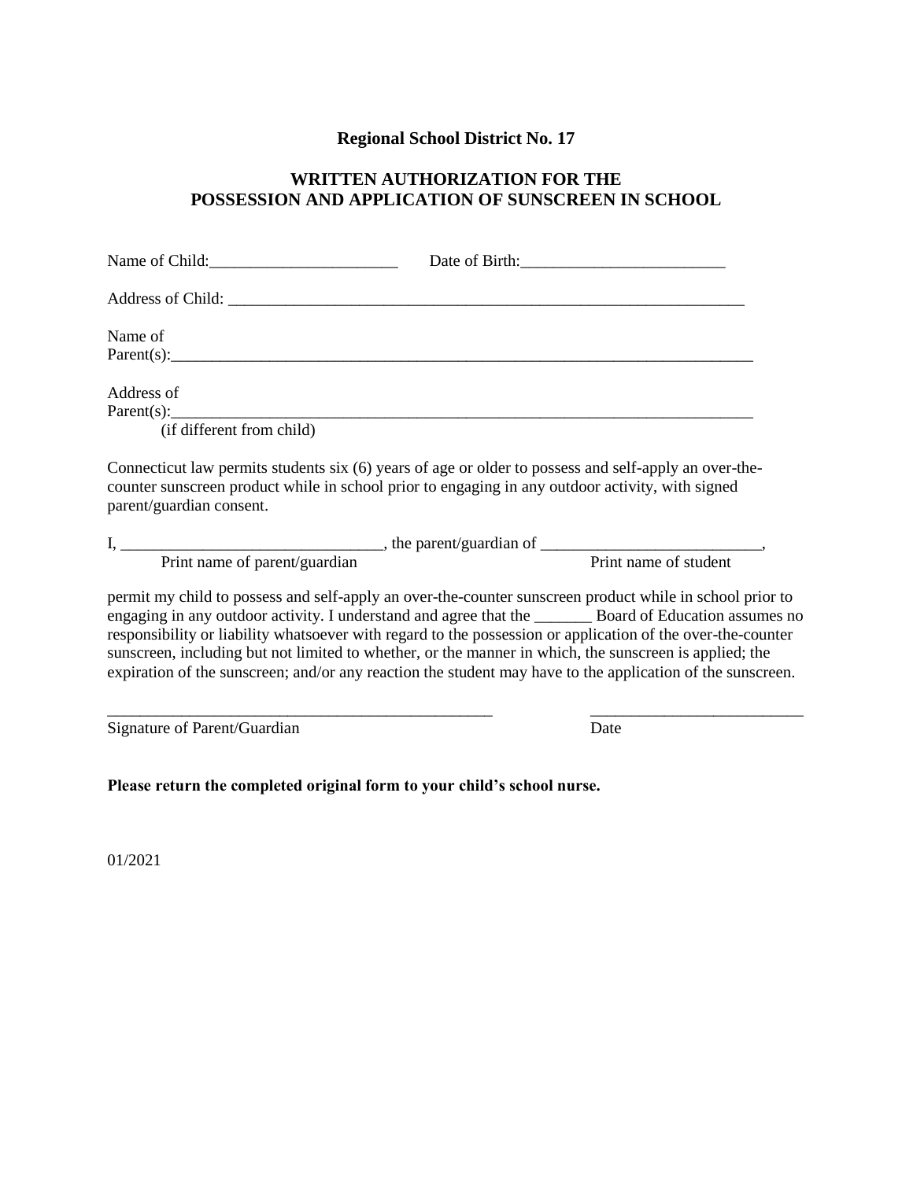**Regional School District No. 17**

**WRITTEN AUTHORIZATION FOR THE POSSESSION AND APPLICATION OF SUNSCREEN IN SCHOOL**

Name of Child:_______________________ Date of Birth:_________________________

Address of Child: _________________________________________________________________

Name of Parent(s):____________________________________________________________________

Address of Parent(s):____________________________________________________________________
(if different from child)

Connecticut law permits students six (6) years of age or older to possess and self-apply an over-the-counter sunscreen product while in school prior to engaging in any outdoor activity, with signed parent/guardian consent.

I, _______________________________, the parent/guardian of __________________________,
Print name of parent/guardian Print name of student

permit my child to possess and self-apply an over-the-counter sunscreen product while in school prior to engaging in any outdoor activity. I understand and agree that the _______ Board of Education assumes no responsibility or liability whatsoever with regard to the possession or application of the over-the-counter sunscreen, including but not limited to whether, or the manner in which, the sunscreen is applied; the expiration of the sunscreen; and/or any reaction the student may have to the application of the sunscreen.

_______________________________________________ __________________________
Signature of Parent/Guardian Date

**Please return the completed original form to your child's school nurse.**

01/2021